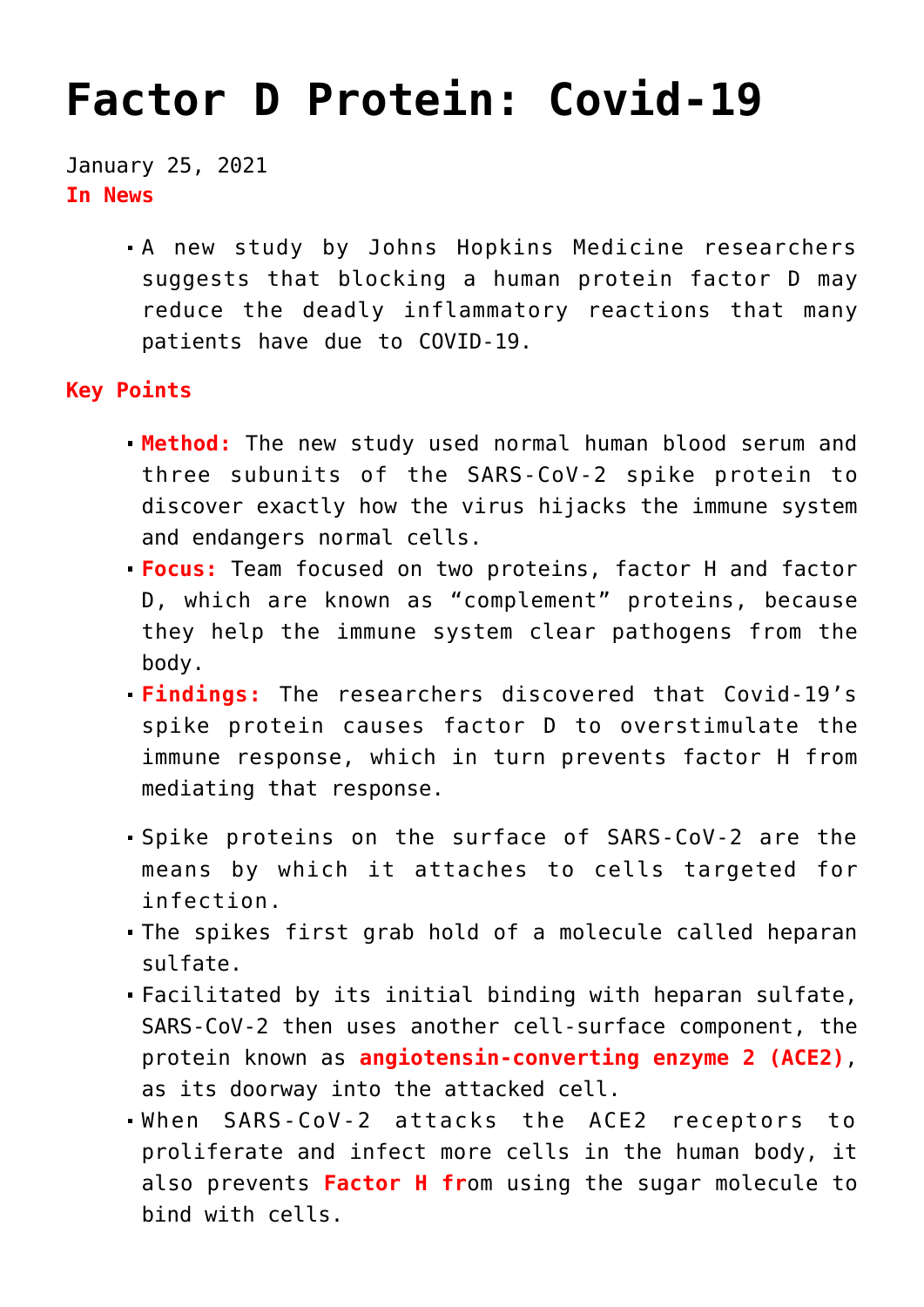# Factor D Protein: Covid-19

January 25, 2021

**In News**

- A new study by Johns Hopkins Medicine researchers suggests that blocking a human protein factor D may reduce the deadly inflammatory reactions that many patients have due to COVID-19.

**Key Points**

- **Method:** The new study used normal human blood serum and three subunits of the SARS-CoV-2 spike protein to discover exactly how the virus hijacks the immune system and endangers normal cells.
- **Focus:** Team focused on two proteins, factor H and factor D, which are known as "complement" proteins, because they help the immune system clear pathogens from the body.
- **Findings:** The researchers discovered that Covid-19's spike protein causes factor D to overstimulate the immune response, which in turn prevents factor H from mediating that response.

- Spike proteins on the surface of SARS-CoV-2 are the means by which it attaches to cells targeted for infection.
- The spikes first grab hold of a molecule called heparan sulfate.
- Facilitated by its initial binding with heparan sulfate, SARS-CoV-2 then uses another cell-surface component, the protein known as **angiotensin-converting enzyme 2 (ACE2)**, as its doorway into the attacked cell.
- When SARS-CoV-2 attacks the ACE2 receptors to proliferate and infect more cells in the human body, it also prevents **Factor H fr**om using the sugar molecule to bind with cells.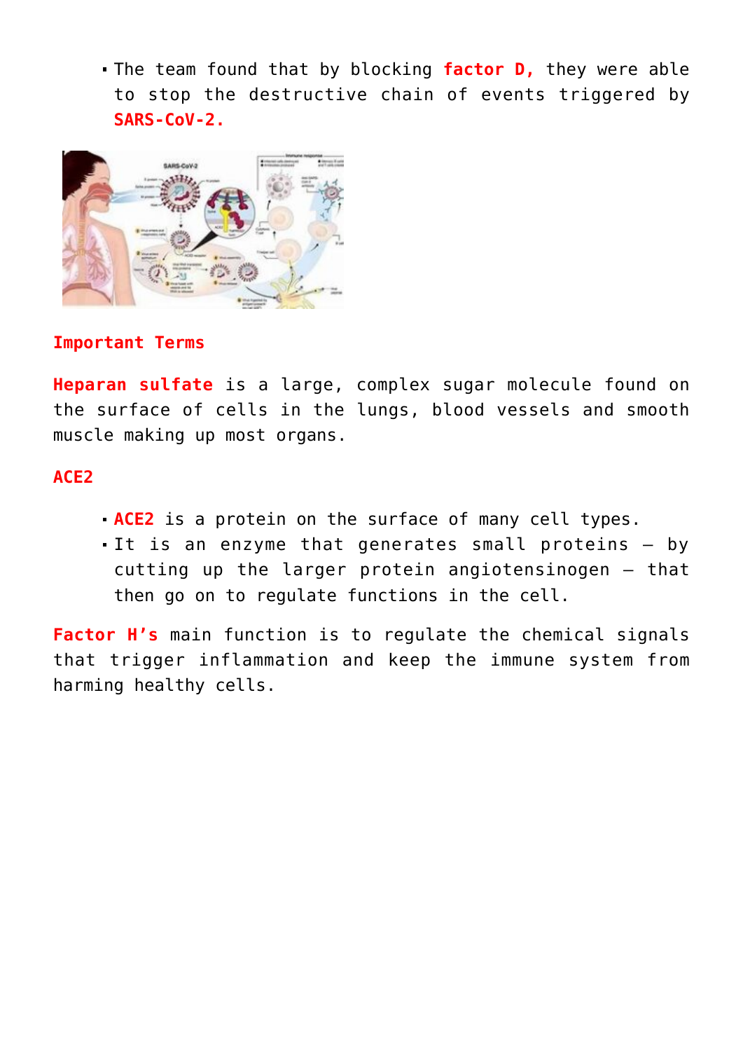- The team found that by blocking **factor D,** they were able to stop the destructive chain of events triggered by **SARS-CoV-2.**

## Important Terms

**Heparan sulfate** is a large, complex sugar molecule found on the surface of cells in the lungs, blood vessels and smooth muscle making up most organs.

## ACE2

- **ACE2** is a protein on the surface of many cell types.
- It is an enzyme that generates small proteins – by cutting up the larger protein angiotensinogen – that then go on to regulate functions in the cell.

**Factor H's** main function is to regulate the chemical signals that trigger inflammation and keep the immune system from harming healthy cells.